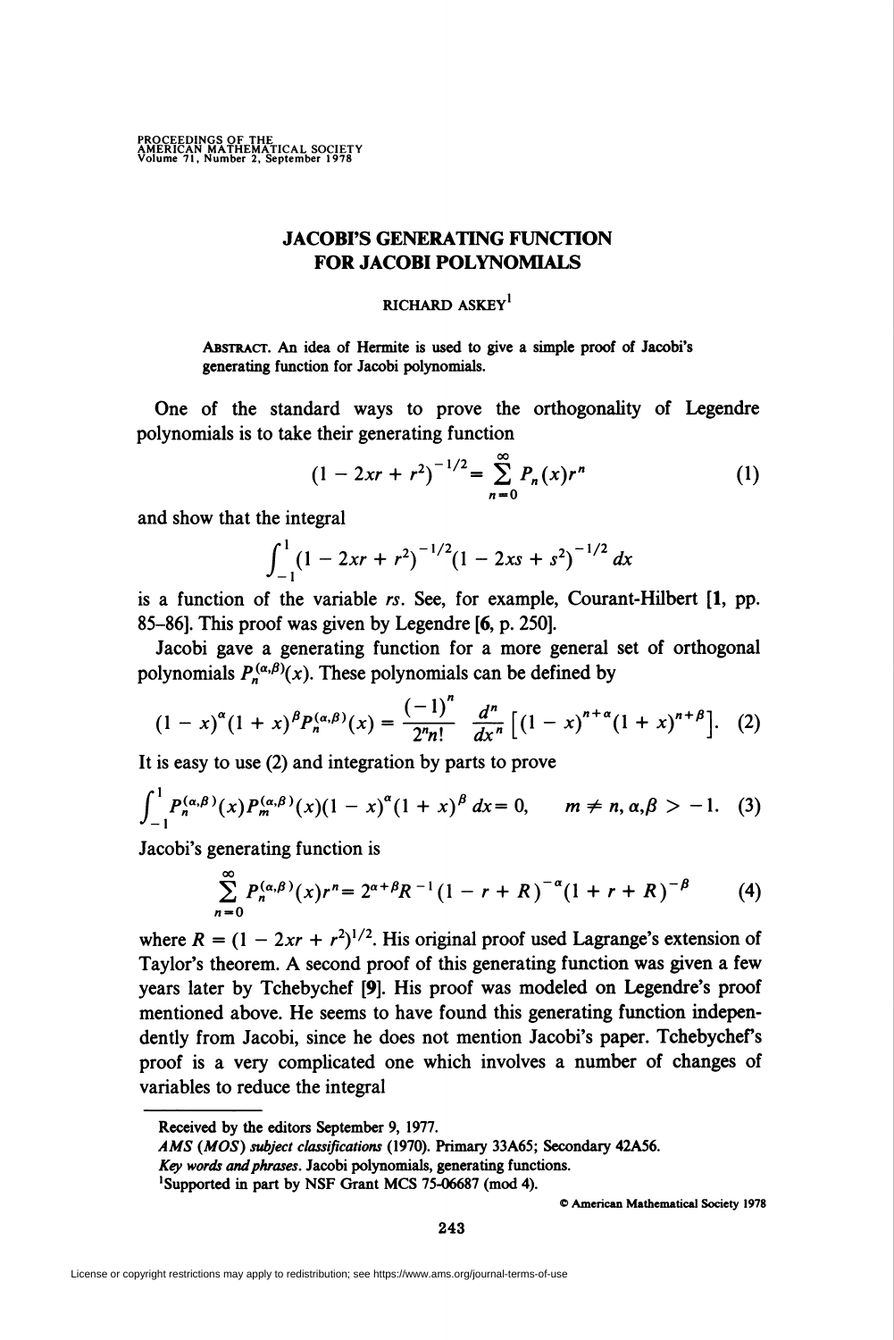# JACOBI'S GENERATING FUNCTION FOR JACOBI POLYNOMIALS

RICHARD ASKEY[1]

ABSTRACT. An idea of Hermite is used to give a simple proof of Jacobi's generating function for Jacobi polynomials.

One of the standard ways to prove the orthogonality of Legendre polynomials is to take their generating function

$$(1 - 2xr + r^2)^{-1/2} = \sum_{n=0}^{\infty} P_n(x) r^n \tag{1}$$

and show that the integral

$$\int_{-1}^{1} (1 - 2xr + r^2)^{-1/2} (1 - 2xs + s^2)^{-1/2} \, dx$$

is a function of the variable $rs$. See, for example, Courant-Hilbert [**1**, pp. 85–86]. This proof was given by Legendre [**6**, p. 250].

Jacobi gave a generating function for a more general set of orthogonal polynomials $P_n^{(\alpha,\beta)}(x)$. These polynomials can be defined by

$$(1 - x)^{\alpha}(1 + x)^{\beta} P_n^{(\alpha,\beta)}(x) = \frac{(-1)^n}{2^n n!} \frac{d^n}{dx^n} \left[ (1 - x)^{n+\alpha} (1 + x)^{n+\beta} \right]. \tag{2}$$

It is easy to use (2) and integration by parts to prove

$$\int_{-1}^{1} P_n^{(\alpha,\beta)}(x) P_m^{(\alpha,\beta)}(x) (1 - x)^{\alpha} (1 + x)^{\beta} \, dx = 0, \qquad m \neq n, \alpha, \beta > -1. \tag{3}$$

Jacobi's generating function is

$$\sum_{n=0}^{\infty} P_n^{(\alpha,\beta)}(x) r^n = 2^{\alpha+\beta} R^{-1} (1 - r + R)^{-\alpha} (1 + r + R)^{-\beta} \tag{4}$$

where $R = (1 - 2xr + r^2)^{1/2}$. His original proof used Lagrange's extension of Taylor's theorem. A second proof of this generating function was given a few years later by Tchebychef [**9**]. His proof was modeled on Legendre's proof mentioned above. He seems to have found this generating function independently from Jacobi, since he does not mention Jacobi's paper. Tchebychef's proof is a very complicated one which involves a number of changes of variables to reduce the integral

---

Received by the editors September 9, 1977.

*AMS (MOS) subject classifications* (1970). Primary 33A65; Secondary 42A56.

*Key words and phrases*. Jacobi polynomials, generating functions.

[1]Supported in part by NSF Grant MCS 75-06687 (mod 4).

© American Mathematical Society 1978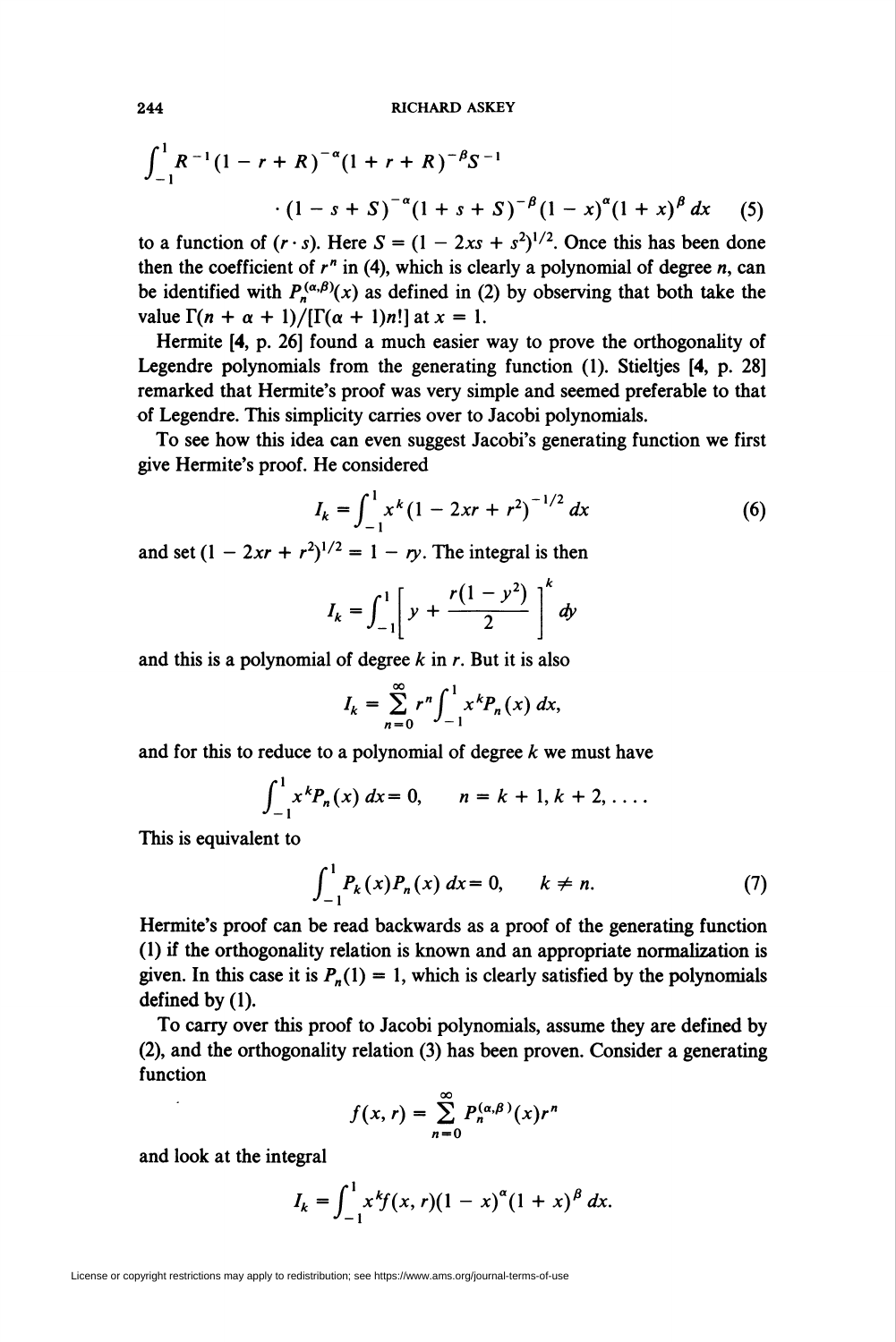$$\int_{-1}^{1} R^{-1}(1-r+R)^{-\alpha}(1+r+R)^{-\beta}S^{-1} \cdot (1-s+S)^{-\alpha}(1+s+S)^{-\beta}(1-x)^{\alpha}(1+x)^{\beta}\,dx \qquad (5)$$

to a function of $(r \cdot s)$. Here $S = (1 - 2xs + s^2)^{1/2}$. Once this has been done then the coefficient of $r^n$ in (4), which is clearly a polynomial of degree $n$, can be identified with $P_n^{(\alpha,\beta)}(x)$ as defined in (2) by observing that both take the value $\Gamma(n + \alpha + 1)/[\Gamma(\alpha + 1)n!]$ at $x = 1$.

Hermite [4, p. 26] found a much easier way to prove the orthogonality of Legendre polynomials from the generating function (1). Stieltjes [4, p. 28] remarked that Hermite's proof was very simple and seemed preferable to that of Legendre. This simplicity carries over to Jacobi polynomials.

To see how this idea can even suggest Jacobi's generating function we first give Hermite's proof. He considered

$$I_k = \int_{-1}^{1} x^k (1 - 2xr + r^2)^{-1/2}\,dx \qquad (6)$$

and set $(1 - 2xr + r^2)^{1/2} = 1 - ry$. The integral is then

$$I_k = \int_{-1}^{1} \left[ y + \frac{r(1-y^2)}{2} \right]^k dy$$

and this is a polynomial of degree $k$ in $r$. But it is also

$$I_k = \sum_{n=0}^{\infty} r^n \int_{-1}^{1} x^k P_n(x)\,dx,$$

and for this to reduce to a polynomial of degree $k$ we must have

$$\int_{-1}^{1} x^k P_n(x)\,dx = 0, \qquad n = k+1, k+2, \ldots .$$

This is equivalent to

$$\int_{-1}^{1} P_k(x) P_n(x)\,dx = 0, \qquad k \neq n. \qquad (7)$$

Hermite's proof can be read backwards as a proof of the generating function (1) if the orthogonality relation is known and an appropriate normalization is given. In this case it is $P_n(1) = 1$, which is clearly satisfied by the polynomials defined by (1).

To carry over this proof to Jacobi polynomials, assume they are defined by (2), and the orthogonality relation (3) has been proven. Consider a generating function

$$f(x, r) = \sum_{n=0}^{\infty} P_n^{(\alpha,\beta)}(x) r^n$$

and look at the integral

$$I_k = \int_{-1}^{1} x^k f(x, r)(1-x)^{\alpha}(1+x)^{\beta}\,dx.$$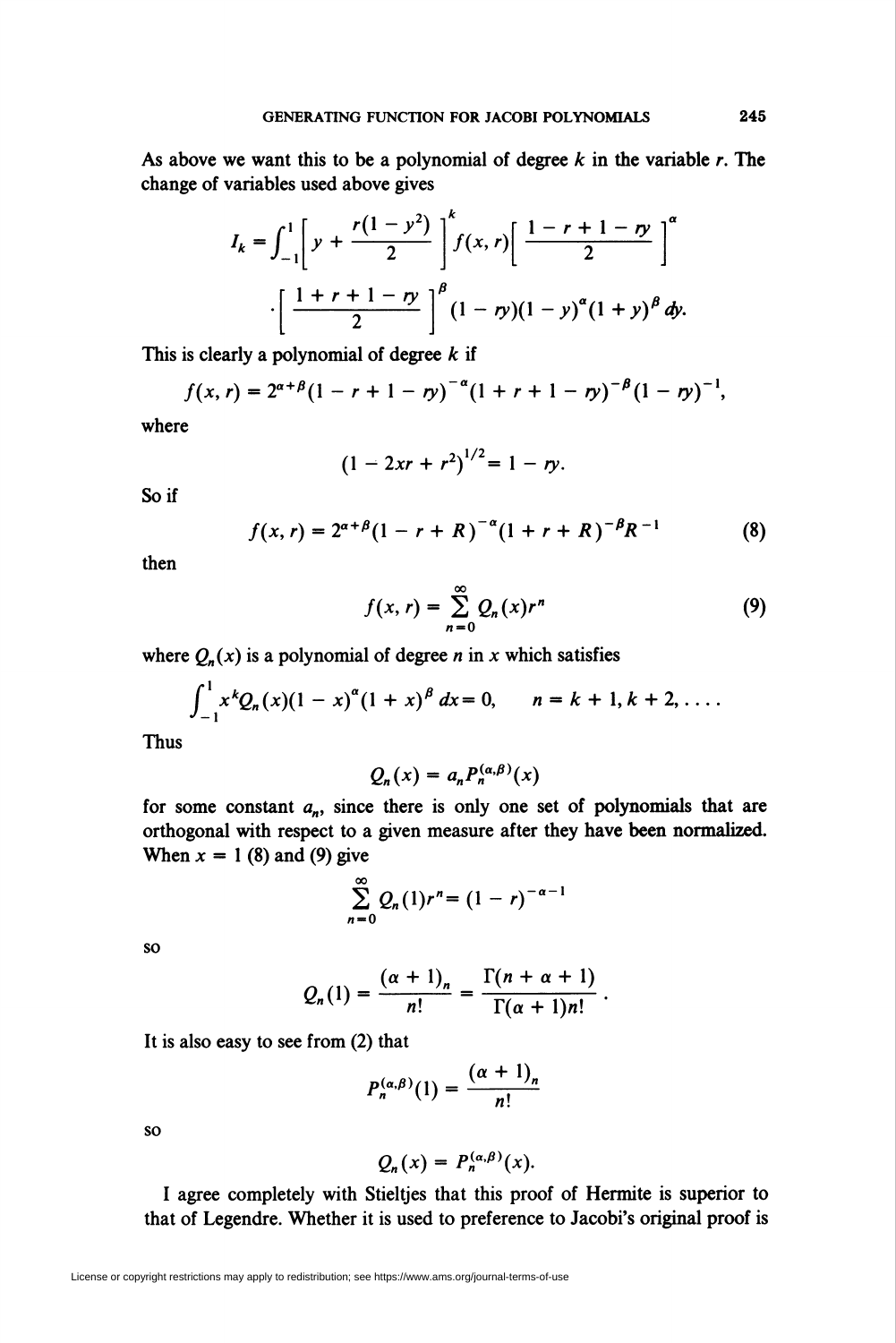As above we want this to be a polynomial of degree $k$ in the variable $r$. The change of variables used above gives

$$I_k = \int_{-1}^{1}\left[y + \frac{r(1-y^2)}{2}\right]^k f(x,r)\left[\frac{1-r+1-ry}{2}\right]^{\alpha}$$

$$\cdot\left[\frac{1+r+1-ry}{2}\right]^{\beta}(1-ry)(1-y)^{\alpha}(1+y)^{\beta}\,dy.$$

This is clearly a polynomial of degree $k$ if

$$f(x,r) = 2^{\alpha+\beta}(1-r+1-ry)^{-\alpha}(1+r+1-ry)^{-\beta}(1-ry)^{-1},$$

where

$$(1-2xr+r^2)^{1/2} = 1-ry.$$

So if

$$f(x,r) = 2^{\alpha+\beta}(1-r+R)^{-\alpha}(1+r+R)^{-\beta}R^{-1} \tag{8}$$

then

$$f(x,r) = \sum_{n=0}^{\infty} Q_n(x)r^n \tag{9}$$

where $Q_n(x)$ is a polynomial of degree $n$ in $x$ which satisfies

$$\int_{-1}^{1} x^k Q_n(x)(1-x)^{\alpha}(1+x)^{\beta}\,dx = 0, \qquad n = k+1, k+2, \ldots.$$

Thus

$$Q_n(x) = a_n P_n^{(\alpha,\beta)}(x)$$

for some constant $a_n$, since there is only one set of polynomials that are orthogonal with respect to a given measure after they have been normalized. When $x = 1$ (8) and (9) give

$$\sum_{n=0}^{\infty} Q_n(1)r^n = (1-r)^{-\alpha-1}$$

so

$$Q_n(1) = \frac{(\alpha+1)_n}{n!} = \frac{\Gamma(n+\alpha+1)}{\Gamma(\alpha+1)n!}.$$

It is also easy to see from (2) that

$$P_n^{(\alpha,\beta)}(1) = \frac{(\alpha+1)_n}{n!}$$

so

$$Q_n(x) = P_n^{(\alpha,\beta)}(x).$$

I agree completely with Stieltjes that this proof of Hermite is superior to that of Legendre. Whether it is used to preference to Jacobi's original proof is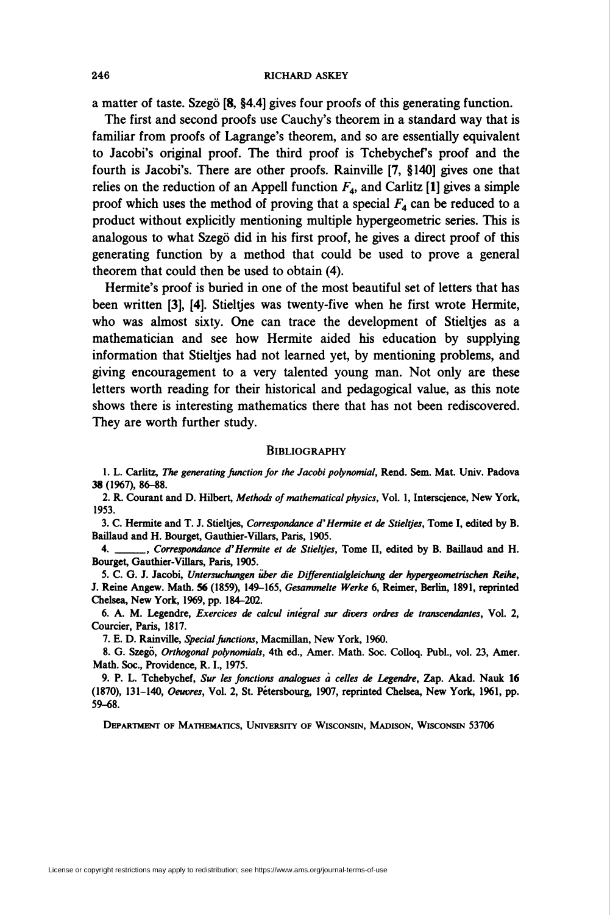a matter of taste. Szegö [8, §4.4] gives four proofs of this generating function.

The first and second proofs use Cauchy's theorem in a standard way that is familiar from proofs of Lagrange's theorem, and so are essentially equivalent to Jacobi's original proof. The third proof is Tchebychef's proof and the fourth is Jacobi's. There are other proofs. Rainville [7, §140] gives one that relies on the reduction of an Appell function $F_4$, and Carlitz [1] gives a simple proof which uses the method of proving that a special $F_4$ can be reduced to a product without explicitly mentioning multiple hypergeometric series. This is analogous to what Szegö did in his first proof, he gives a direct proof of this generating function by a method that could be used to prove a general theorem that could then be used to obtain (4).

Hermite's proof is buried in one of the most beautiful set of letters that has been written [3], [4]. Stieltjes was twenty-five when he first wrote Hermite, who was almost sixty. One can trace the development of Stieltjes as a mathematician and see how Hermite aided his education by supplying information that Stieltjes had not learned yet, by mentioning problems, and giving encouragement to a very talented young man. Not only are these letters worth reading for their historical and pedagogical value, as this note shows there is interesting mathematics there that has not been rediscovered. They are worth further study.

## Bibliography

1. L. Carlitz, *The generating function for the Jacobi polynomial*, Rend. Sem. Mat. Univ. Padova **38** (1967), 86–88.

2. R. Courant and D. Hilbert, *Methods of mathematical physics*, Vol. 1, Interscience, New York, 1953.

3. C. Hermite and T. J. Stieltjes, *Correspondance d'Hermite et de Stieltjes*, Tome I, edited by B. Baillaud and H. Bourget, Gauthier-Villars, Paris, 1905.

4. ______, *Correspondance d'Hermite et de Stieltjes*, Tome II, edited by B. Baillaud and H. Bourget, Gauthier-Villars, Paris, 1905.

5. C. G. J. Jacobi, *Untersuchungen über die Differentialgleichung der hypergeometrischen Reihe*, J. Reine Angew. Math. **56** (1859), 149–165, *Gesammelte Werke* 6, Reimer, Berlin, 1891, reprinted Chelsea, New York, 1969, pp. 184–202.

6. A. M. Legendre, *Exercices de calcul intégral sur divers ordres de transcendantes*, Vol. 2, Courcier, Paris, 1817.

7. E. D. Rainville, *Special functions*, Macmillan, New York, 1960.

8. G. Szegö, *Orthogonal polynomials*, 4th ed., Amer. Math. Soc. Colloq. Publ., vol. 23, Amer. Math. Soc., Providence, R. I., 1975.

9. P. L. Tchebychef, *Sur les fonctions analogues à celles de Legendre*, Zap. Akad. Nauk **16** (1870), 131–140, *Oeuvres*, Vol. 2, St. Pétersbourg, 1907, reprinted Chelsea, New York, 1961, pp. 59–68.

Department of Mathematics, University of Wisconsin, Madison, Wisconsin 53706